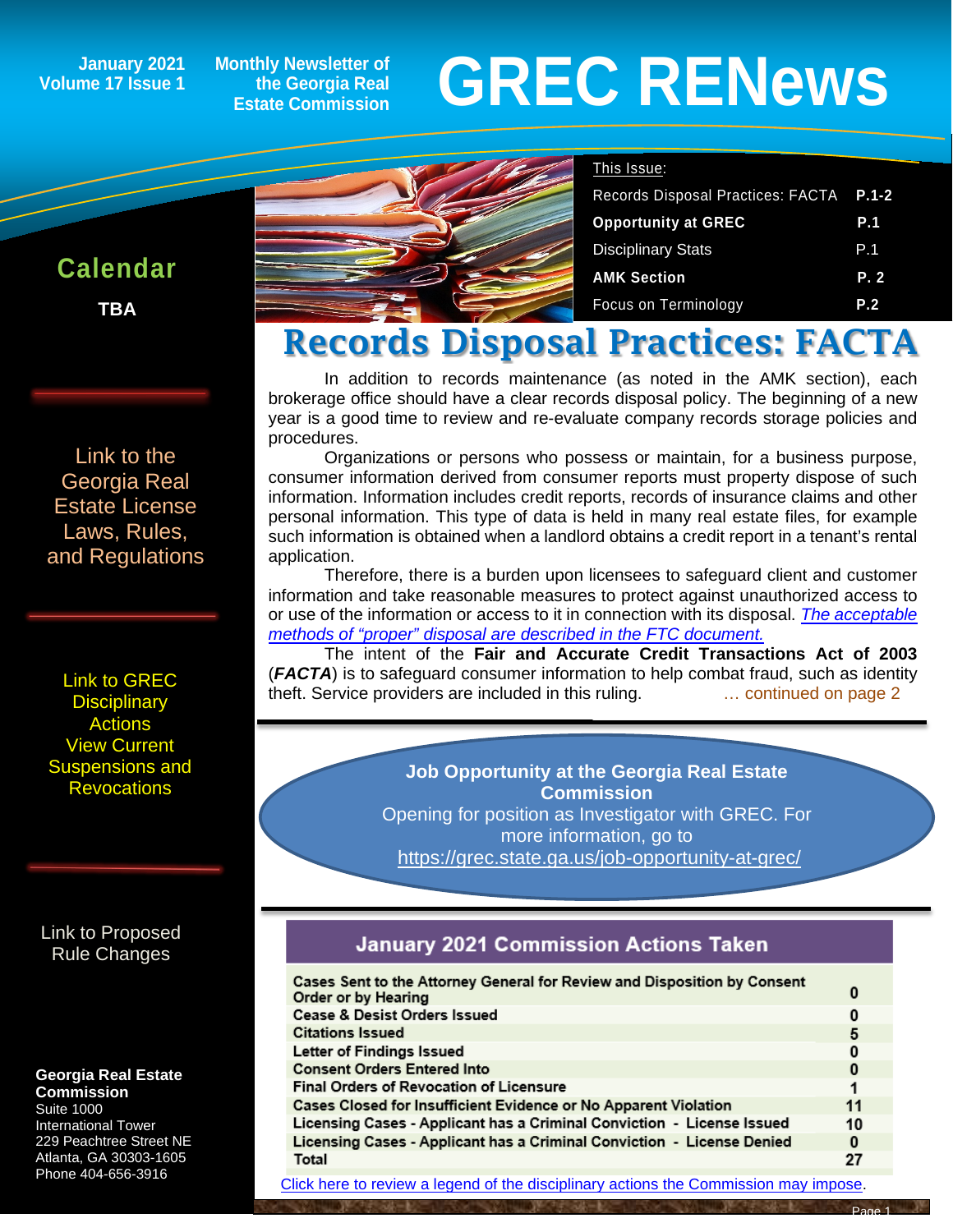January 2021
Volume 17 Issue 1

Monthly Newsletter of the Georgia Real Estate Commission

# GREC RENews

This Issue:

| | |
|---|---|
| Records Disposal Practices: FACTA | P.1-2 |
| **Opportunity at GREC** | **P.1** |
| Disciplinary Stats | P.1 |
| **AMK Section** | **P. 2** |
| Focus on Terminology | P.2 |

## Calendar

**TBA**

Link to the Georgia Real Estate License Laws, Rules, and Regulations

Link to GREC Disciplinary Actions View Current Suspensions and Revocations

Link to Proposed Rule Changes

**Georgia Real Estate Commission**
Suite 1000
International Tower
229 Peachtree Street NE
Atlanta, GA 30303-1605
Phone 404-656-3916

## Records Disposal Practices: FACTA

In addition to records maintenance (as noted in the AMK section), each brokerage office should have a clear records disposal policy. The beginning of a new year is a good time to review and re-evaluate company records storage policies and procedures.

Organizations or persons who possess or maintain, for a business purpose, consumer information derived from consumer reports must property dispose of such information. Information includes credit reports, records of insurance claims and other personal information. This type of data is held in many real estate files, for example such information is obtained when a landlord obtains a credit report in a tenant's rental application.

Therefore, there is a burden upon licensees to safeguard client and customer information and take reasonable measures to protect against unauthorized access to or use of the information or access to it in connection with its disposal. *The acceptable methods of "proper" disposal are described in the FTC document.*

The intent of the **Fair and Accurate Credit Transactions Act of 2003** (***FACTA***) is to safeguard consumer information to help combat fraud, such as identity theft. Service providers are included in this ruling. … continued on page 2

**Job Opportunity at the Georgia Real Estate Commission**
Opening for position as Investigator with GREC. For more information, go to https://grec.state.ga.us/job-opportunity-at-grec/

| January 2021 Commission Actions Taken | |
|---|---|
| Cases Sent to the Attorney General for Review and Disposition by Consent Order or by Hearing | 0 |
| Cease & Desist Orders Issued | 0 |
| Citations Issued | 5 |
| Letter of Findings Issued | 0 |
| Consent Orders Entered Into | 0 |
| Final Orders of Revocation of Licensure | 1 |
| Cases Closed for Insufficient Evidence or No Apparent Violation | 11 |
| Licensing Cases - Applicant has a Criminal Conviction - License Issued | 10 |
| Licensing Cases - Applicant has a Criminal Conviction - License Denied | 0 |
| Total | 27 |

Click here to review a legend of the disciplinary actions the Commission may impose.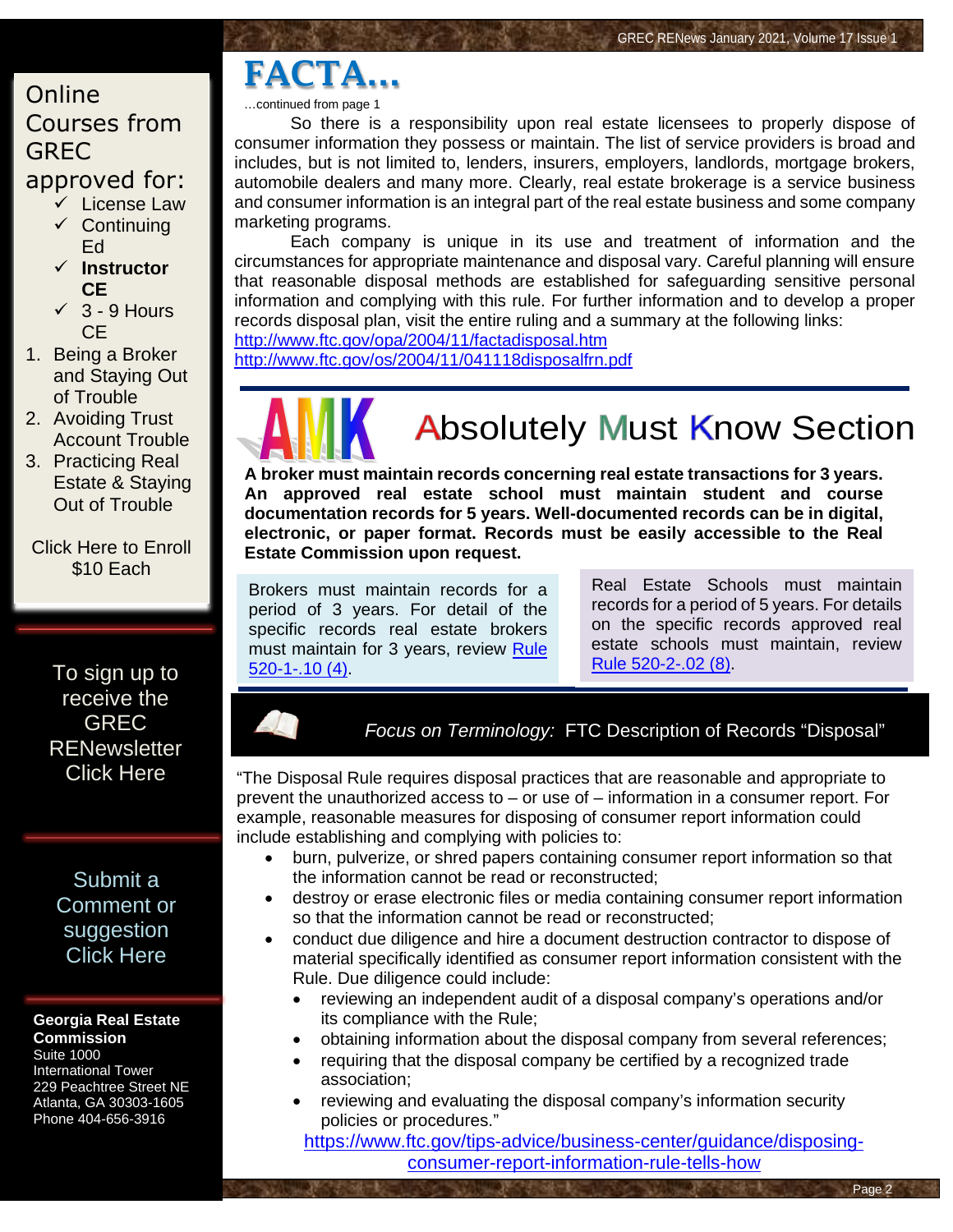# FACTA...

...continued from page 1

So there is a responsibility upon real estate licensees to properly dispose of consumer information they possess or maintain. The list of service providers is broad and includes, but is not limited to, lenders, insurers, employers, landlords, mortgage brokers, automobile dealers and many more. Clearly, real estate brokerage is a service business and consumer information is an integral part of the real estate business and some company marketing programs.

Each company is unique in its use and treatment of information and the circumstances for appropriate maintenance and disposal vary. Careful planning will ensure that reasonable disposal methods are established for safeguarding sensitive personal information and complying with this rule. For further information and to develop a proper records disposal plan, visit the entire ruling and a summary at the following links:

http://www.ftc.gov/opa/2004/11/factadisposal.htm

http://www.ftc.gov/os/2004/11/041118disposalfrn.pdf

## AMK Absolutely Must Know Section

**A broker must maintain records concerning real estate transactions for 3 years. An approved real estate school must maintain student and course documentation records for 5 years. Well-documented records can be in digital, electronic, or paper format. Records must be easily accessible to the Real Estate Commission upon request.**

Brokers must maintain records for a period of 3 years. For detail of the specific records real estate brokers must maintain for 3 years, review Rule 520-1-.10 (4).

Real Estate Schools must maintain records for a period of 5 years. For details on the specific records approved real estate schools must maintain, review Rule 520-2-.02 (8).

### *Focus on Terminology:* FTC Description of Records "Disposal"

"The Disposal Rule requires disposal practices that are reasonable and appropriate to prevent the unauthorized access to – or use of – information in a consumer report. For example, reasonable measures for disposing of consumer report information could include establishing and complying with policies to:

- burn, pulverize, or shred papers containing consumer report information so that the information cannot be read or reconstructed;
- destroy or erase electronic files or media containing consumer report information so that the information cannot be read or reconstructed;
- conduct due diligence and hire a document destruction contractor to dispose of material specifically identified as consumer report information consistent with the Rule. Due diligence could include:
  - reviewing an independent audit of a disposal company's operations and/or its compliance with the Rule;
  - obtaining information about the disposal company from several references;
  - requiring that the disposal company be certified by a recognized trade association;
  - reviewing and evaluating the disposal company's information security policies or procedures."

https://www.ftc.gov/tips-advice/business-center/guidance/disposing-consumer-report-information-rule-tells-how

---

Online Courses from GREC approved for:

- ✓ License Law
- ✓ Continuing Ed
- ✓ **Instructor CE**
- ✓ 3 - 9 Hours CE

1. Being a Broker and Staying Out of Trouble
2. Avoiding Trust Account Trouble
3. Practicing Real Estate & Staying Out of Trouble

Click Here to Enroll $10 Each

To sign up to receive the GREC RENewsletter Click Here

Submit a Comment or suggestion Click Here

**Georgia Real Estate Commission**
Suite 1000
International Tower
229 Peachtree Street NE
Atlanta, GA 30303-1605
Phone 404-656-3916